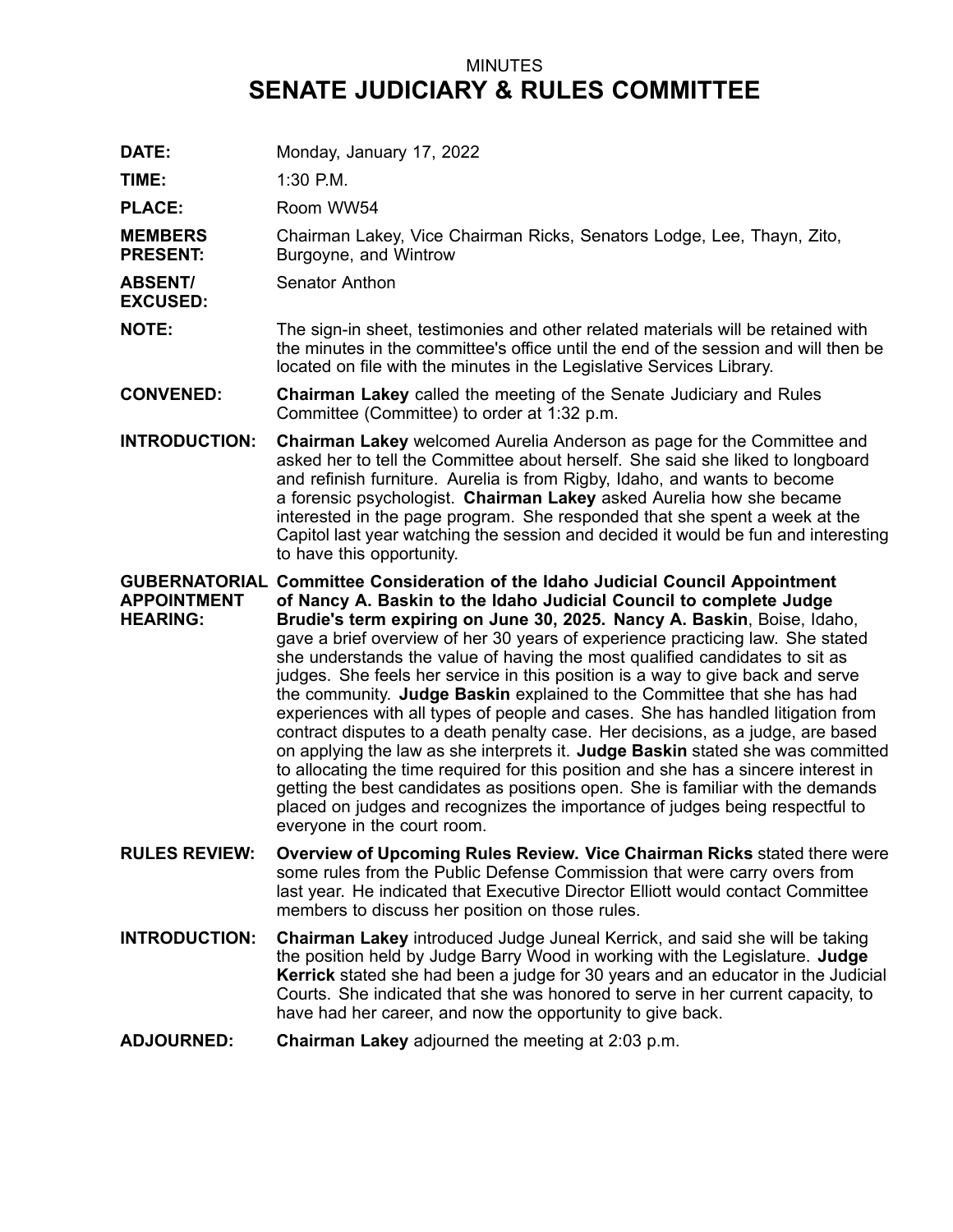MINUTES

# SENATE JUDICIARY & RULES COMMITTEE

**DATE:** Monday, January 17, 2022

**TIME:** 1:30 P.M.

**PLACE:** Room WW54

**MEMBERS PRESENT:** Chairman Lakey, Vice Chairman Ricks, Senators Lodge, Lee, Thayn, Zito, Burgoyne, and Wintrow

**ABSENT/ EXCUSED:** Senator Anthon

**NOTE:** The sign-in sheet, testimonies and other related materials will be retained with the minutes in the committee's office until the end of the session and will then be located on file with the minutes in the Legislative Services Library.

**CONVENED:** **Chairman Lakey** called the meeting of the Senate Judiciary and Rules Committee (Committee) to order at 1:32 p.m.

**INTRODUCTION:** **Chairman Lakey** welcomed Aurelia Anderson as page for the Committee and asked her to tell the Committee about herself. She said she liked to longboard and refinish furniture. Aurelia is from Rigby, Idaho, and wants to become a forensic psychologist. **Chairman Lakey** asked Aurelia how she became interested in the page program. She responded that she spent a week at the Capitol last year watching the session and decided it would be fun and interesting to have this opportunity.

**GUBERNATORIAL APPOINTMENT HEARING:** **Committee Consideration of the Idaho Judicial Council Appointment of Nancy A. Baskin to the Idaho Judicial Council to complete Judge Brudie's term expiring on June 30, 2025. Nancy A. Baskin**, Boise, Idaho, gave a brief overview of her 30 years of experience practicing law. She stated she understands the value of having the most qualified candidates to sit as judges. She feels her service in this position is a way to give back and serve the community. **Judge Baskin** explained to the Committee that she has had experiences with all types of people and cases. She has handled litigation from contract disputes to a death penalty case. Her decisions, as a judge, are based on applying the law as she interprets it. **Judge Baskin** stated she was committed to allocating the time required for this position and she has a sincere interest in getting the best candidates as positions open. She is familiar with the demands placed on judges and recognizes the importance of judges being respectful to everyone in the court room.

**RULES REVIEW:** **Overview of Upcoming Rules Review. Vice Chairman Ricks** stated there were some rules from the Public Defense Commission that were carry overs from last year. He indicated that Executive Director Elliott would contact Committee members to discuss her position on those rules.

**INTRODUCTION:** **Chairman Lakey** introduced Judge Juneal Kerrick, and said she will be taking the position held by Judge Barry Wood in working with the Legislature. **Judge Kerrick** stated she had been a judge for 30 years and an educator in the Judicial Courts. She indicated that she was honored to serve in her current capacity, to have had her career, and now the opportunity to give back.

**ADJOURNED:** **Chairman Lakey** adjourned the meeting at 2:03 p.m.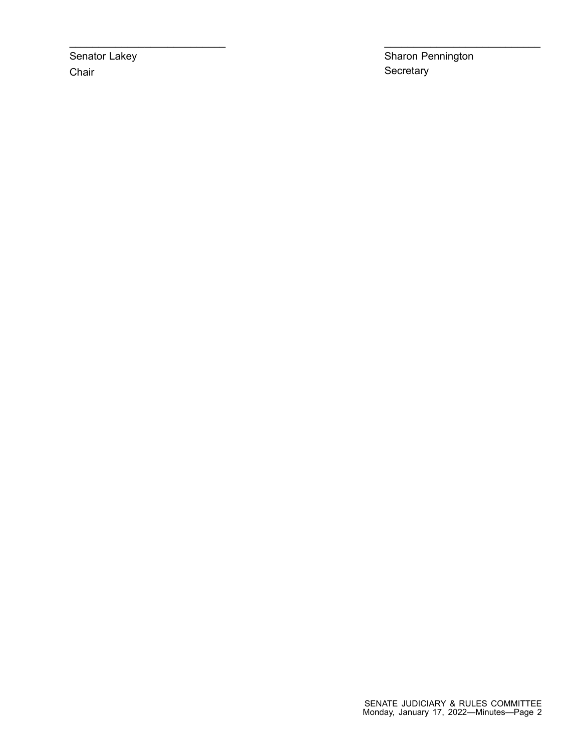| | |
|---|---|
| ___________________________ | ___________________________ |
| Senator Lakey | Sharon Pennington |
| Chair | Secretary |